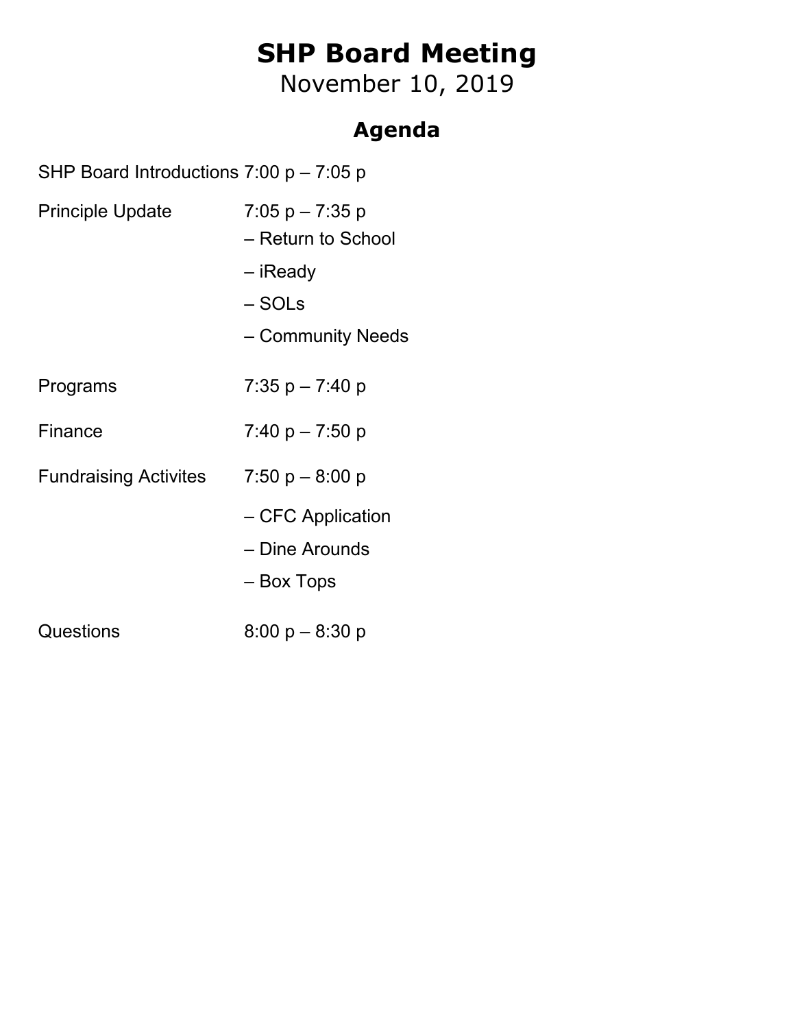# SHP Board Meeting

November 10, 2019

## Agenda

| | |
|---|---|
| SHP Board Introductions | 7:00 p – 7:05 p |
| Principle Update | 7:05 p – 7:35 p<br>– Return to School<br>– iReady<br>– SOLs<br>– Community Needs |
| Programs | 7:35 p – 7:40 p |
| Finance | 7:40 p – 7:50 p |
| Fundraising Activites | 7:50 p – 8:00 p<br>– CFC Application<br>– Dine Arounds<br>– Box Tops |
| Questions | 8:00 p – 8:30 p |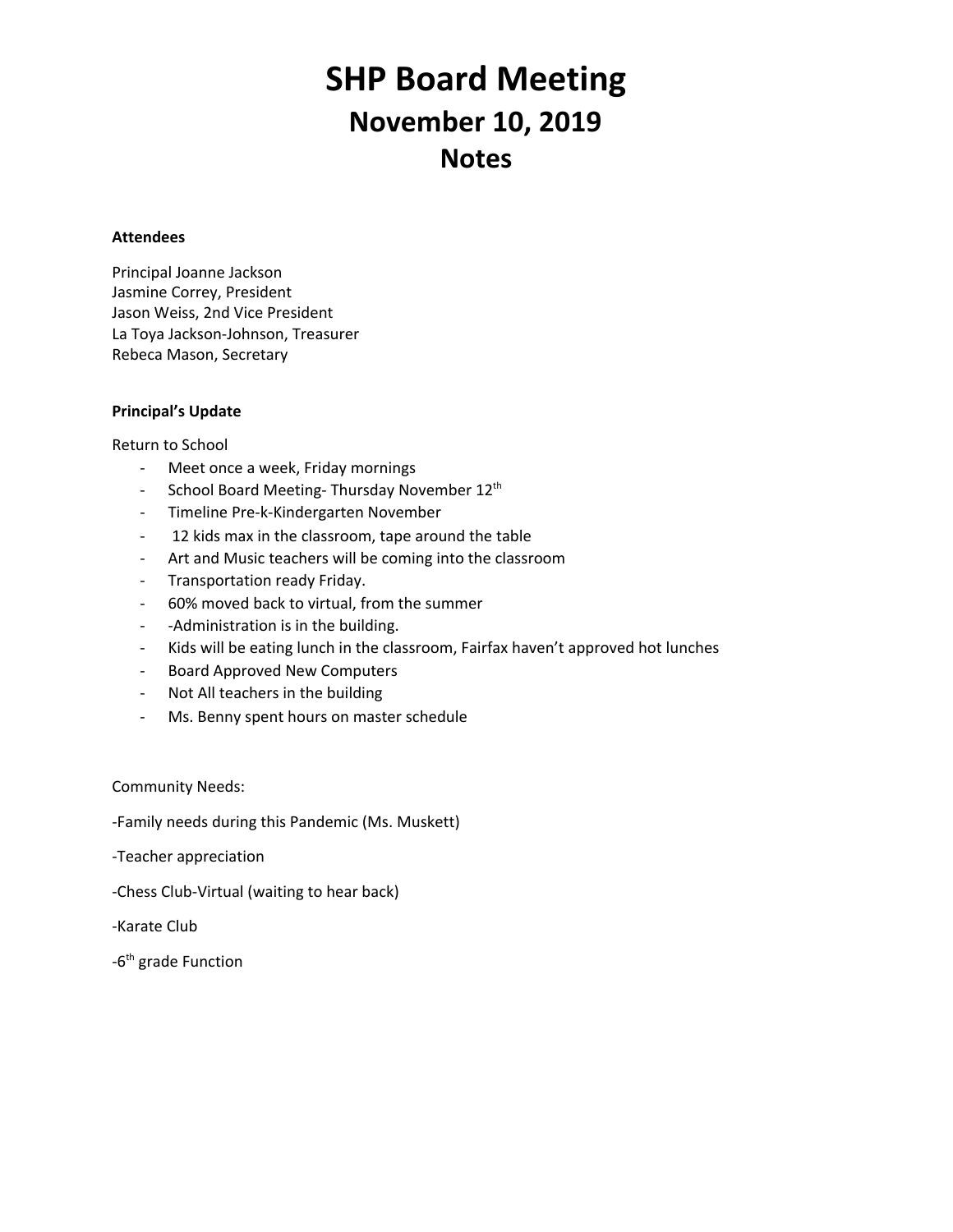# SHP Board Meeting
## November 10, 2019
## Notes

**Attendees**

Principal Joanne Jackson
Jasmine Correy, President
Jason Weiss, 2nd Vice President
La Toya Jackson-Johnson, Treasurer
Rebeca Mason, Secretary

**Principal's Update**

Return to School

- Meet once a week, Friday mornings
- School Board Meeting- Thursday November 12th
- Timeline Pre-k-Kindergarten November
- 12 kids max in the classroom, tape around the table
- Art and Music teachers will be coming into the classroom
- Transportation ready Friday.
- 60% moved back to virtual, from the summer
- -Administration is in the building.
- Kids will be eating lunch in the classroom, Fairfax haven't approved hot lunches
- Board Approved New Computers
- Not All teachers in the building
- Ms. Benny spent hours on master schedule

Community Needs:

-Family needs during this Pandemic (Ms. Muskett)

-Teacher appreciation

-Chess Club-Virtual (waiting to hear back)

-Karate Club

-6th grade Function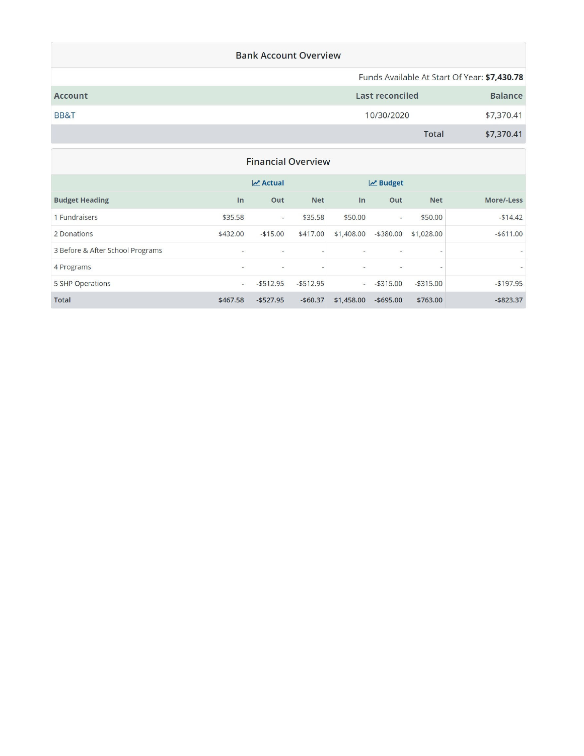## Bank Account Overview

Funds Available At Start Of Year: **$7,430.78**

| Account | Last reconciled | Balance |
|---|---|---|
| BB&T | 10/30/2020 | $7,370.41 |
| | **Total** | **$7,370.41** |

## Financial Overview

| | Actual | | | Budget | | | |
|---|---|---|---|---|---|---|---|
| **Budget Heading** | **In** | **Out** | **Net** | **In** | **Out** | **Net** | **More/-Less** |
| 1 Fundraisers | $35.58 | - | $35.58 | $50.00 | - | $50.00 | -$14.42 |
| 2 Donations | $432.00 | -$15.00 | $417.00 | $1,408.00 | -$380.00 | $1,028.00 | -$611.00 |
| 3 Before & After School Programs | - | - | - | - | - | - | - |
| 4 Programs | - | - | - | - | - | - | - |
| 5 SHP Operations | - | -$512.95 | -$512.95 | - | -$315.00 | -$315.00 | -$197.95 |
| **Total** | **$467.58** | **-$527.95** | **-$60.37** | **$1,458.00** | **-$695.00** | **$763.00** | **-$823.37** |